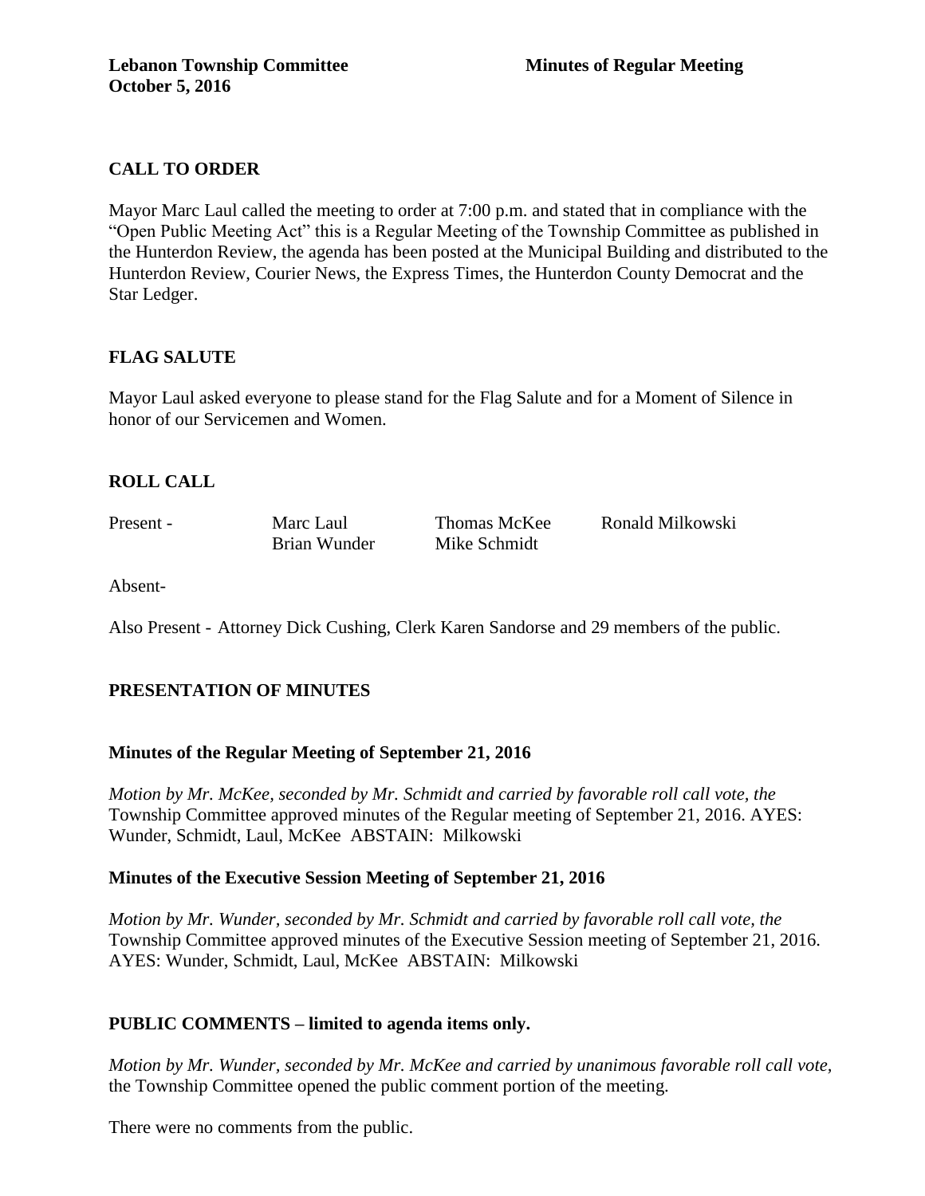**Lebanon Township Committee** **Minutes of Regular Meeting**
**October 5, 2016**

## CALL TO ORDER

Mayor Marc Laul called the meeting to order at 7:00 p.m. and stated that in compliance with the "Open Public Meeting Act" this is a Regular Meeting of the Township Committee as published in the Hunterdon Review, the agenda has been posted at the Municipal Building and distributed to the Hunterdon Review, Courier News, the Express Times, the Hunterdon County Democrat and the Star Ledger.

## FLAG SALUTE

Mayor Laul asked everyone to please stand for the Flag Salute and for a Moment of Silence in honor of our Servicemen and Women.

## ROLL CALL

| Present - | Marc Laul | Thomas McKee | Ronald Milkowski |
|---|---|---|---|
| | Brian Wunder | Mike Schmidt | |

Absent-

Also Present - Attorney Dick Cushing, Clerk Karen Sandorse and 29 members of the public.

## PRESENTATION OF MINUTES

### Minutes of the Regular Meeting of September 21, 2016

*Motion by Mr. McKee, seconded by Mr. Schmidt and carried by favorable roll call vote, the* Township Committee approved minutes of the Regular meeting of September 21, 2016. AYES: Wunder, Schmidt, Laul, McKee ABSTAIN: Milkowski

### Minutes of the Executive Session Meeting of September 21, 2016

*Motion by Mr. Wunder, seconded by Mr. Schmidt and carried by favorable roll call vote, the* Township Committee approved minutes of the Executive Session meeting of September 21, 2016. AYES: Wunder, Schmidt, Laul, McKee ABSTAIN: Milkowski

## PUBLIC COMMENTS – limited to agenda items only.

*Motion by Mr. Wunder, seconded by Mr. McKee and carried by unanimous favorable roll call vote,* the Township Committee opened the public comment portion of the meeting.

There were no comments from the public.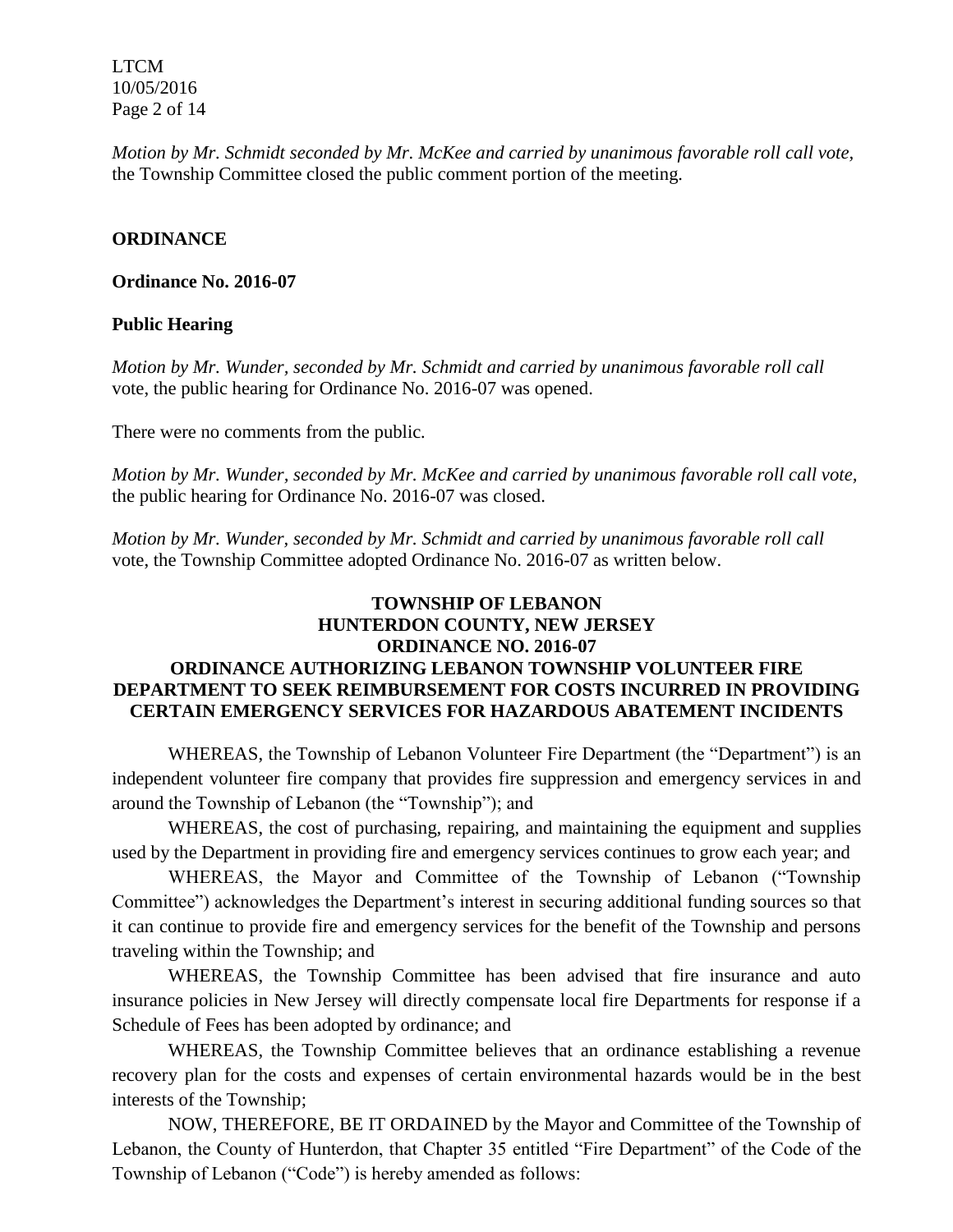*Motion by Mr. Schmidt seconded by Mr. McKee and carried by unanimous favorable roll call vote,* the Township Committee closed the public comment portion of the meeting.

**ORDINANCE**

**Ordinance No. 2016-07**

**Public Hearing**

*Motion by Mr. Wunder, seconded by Mr. Schmidt and carried by unanimous favorable roll call* vote, the public hearing for Ordinance No. 2016-07 was opened.

There were no comments from the public.

*Motion by Mr. Wunder, seconded by Mr. McKee and carried by unanimous favorable roll call vote,* the public hearing for Ordinance No. 2016-07 was closed.

*Motion by Mr. Wunder, seconded by Mr. Schmidt and carried by unanimous favorable roll call* vote, the Township Committee adopted Ordinance No. 2016-07 as written below.

**TOWNSHIP OF LEBANON**
**HUNTERDON COUNTY, NEW JERSEY**
**ORDINANCE NO. 2016-07**
**ORDINANCE AUTHORIZING LEBANON TOWNSHIP VOLUNTEER FIRE DEPARTMENT TO SEEK REIMBURSEMENT FOR COSTS INCURRED IN PROVIDING CERTAIN EMERGENCY SERVICES FOR HAZARDOUS ABATEMENT INCIDENTS**

WHEREAS, the Township of Lebanon Volunteer Fire Department (the "Department") is an independent volunteer fire company that provides fire suppression and emergency services in and around the Township of Lebanon (the "Township"); and

WHEREAS, the cost of purchasing, repairing, and maintaining the equipment and supplies used by the Department in providing fire and emergency services continues to grow each year; and

WHEREAS, the Mayor and Committee of the Township of Lebanon ("Township Committee") acknowledges the Department's interest in securing additional funding sources so that it can continue to provide fire and emergency services for the benefit of the Township and persons traveling within the Township; and

WHEREAS, the Township Committee has been advised that fire insurance and auto insurance policies in New Jersey will directly compensate local fire Departments for response if a Schedule of Fees has been adopted by ordinance; and

WHEREAS, the Township Committee believes that an ordinance establishing a revenue recovery plan for the costs and expenses of certain environmental hazards would be in the best interests of the Township;

NOW, THEREFORE, BE IT ORDAINED by the Mayor and Committee of the Township of Lebanon, the County of Hunterdon, that Chapter 35 entitled "Fire Department" of the Code of the Township of Lebanon ("Code") is hereby amended as follows: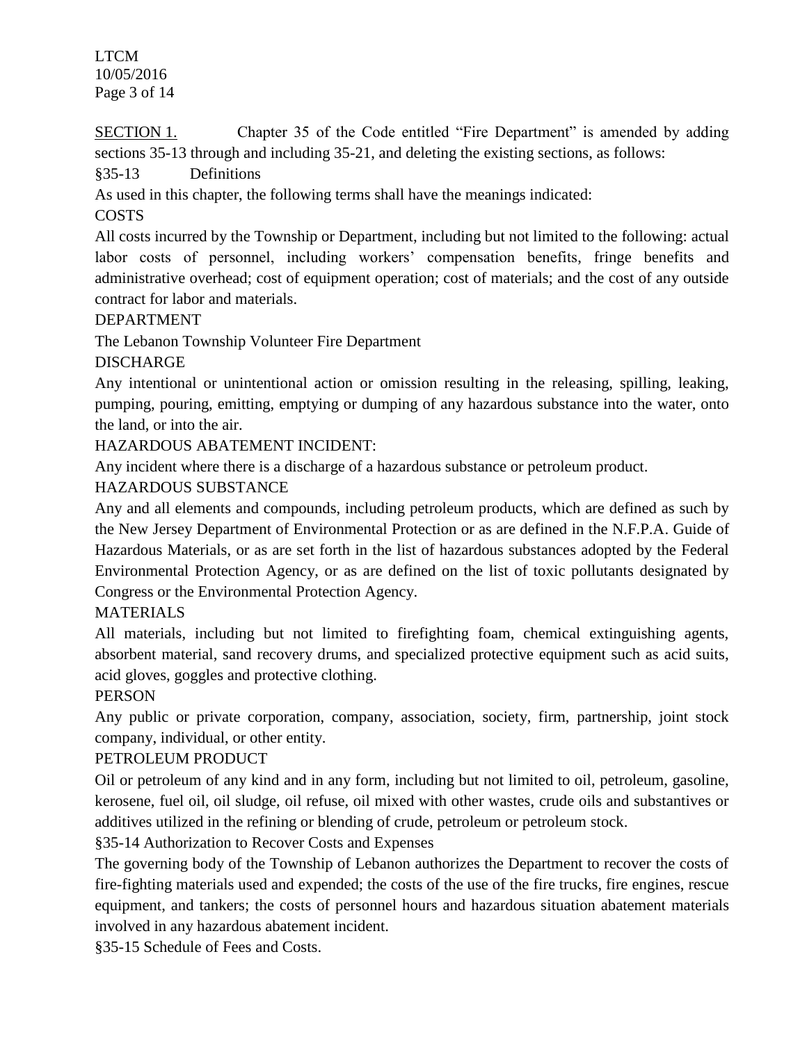SECTION 1. Chapter 35 of the Code entitled "Fire Department" is amended by adding sections 35-13 through and including 35-21, and deleting the existing sections, as follows:

§35-13 Definitions

As used in this chapter, the following terms shall have the meanings indicated:

COSTS

All costs incurred by the Township or Department, including but not limited to the following: actual labor costs of personnel, including workers' compensation benefits, fringe benefits and administrative overhead; cost of equipment operation; cost of materials; and the cost of any outside contract for labor and materials.

DEPARTMENT

The Lebanon Township Volunteer Fire Department

DISCHARGE

Any intentional or unintentional action or omission resulting in the releasing, spilling, leaking, pumping, pouring, emitting, emptying or dumping of any hazardous substance into the water, onto the land, or into the air.

HAZARDOUS ABATEMENT INCIDENT:

Any incident where there is a discharge of a hazardous substance or petroleum product.

HAZARDOUS SUBSTANCE

Any and all elements and compounds, including petroleum products, which are defined as such by the New Jersey Department of Environmental Protection or as are defined in the N.F.P.A. Guide of Hazardous Materials, or as are set forth in the list of hazardous substances adopted by the Federal Environmental Protection Agency, or as are defined on the list of toxic pollutants designated by Congress or the Environmental Protection Agency.

MATERIALS

All materials, including but not limited to firefighting foam, chemical extinguishing agents, absorbent material, sand recovery drums, and specialized protective equipment such as acid suits, acid gloves, goggles and protective clothing.

PERSON

Any public or private corporation, company, association, society, firm, partnership, joint stock company, individual, or other entity.

PETROLEUM PRODUCT

Oil or petroleum of any kind and in any form, including but not limited to oil, petroleum, gasoline, kerosene, fuel oil, oil sludge, oil refuse, oil mixed with other wastes, crude oils and substantives or additives utilized in the refining or blending of crude, petroleum or petroleum stock.

§35-14 Authorization to Recover Costs and Expenses

The governing body of the Township of Lebanon authorizes the Department to recover the costs of fire-fighting materials used and expended; the costs of the use of the fire trucks, fire engines, rescue equipment, and tankers; the costs of personnel hours and hazardous situation abatement materials involved in any hazardous abatement incident.

§35-15 Schedule of Fees and Costs.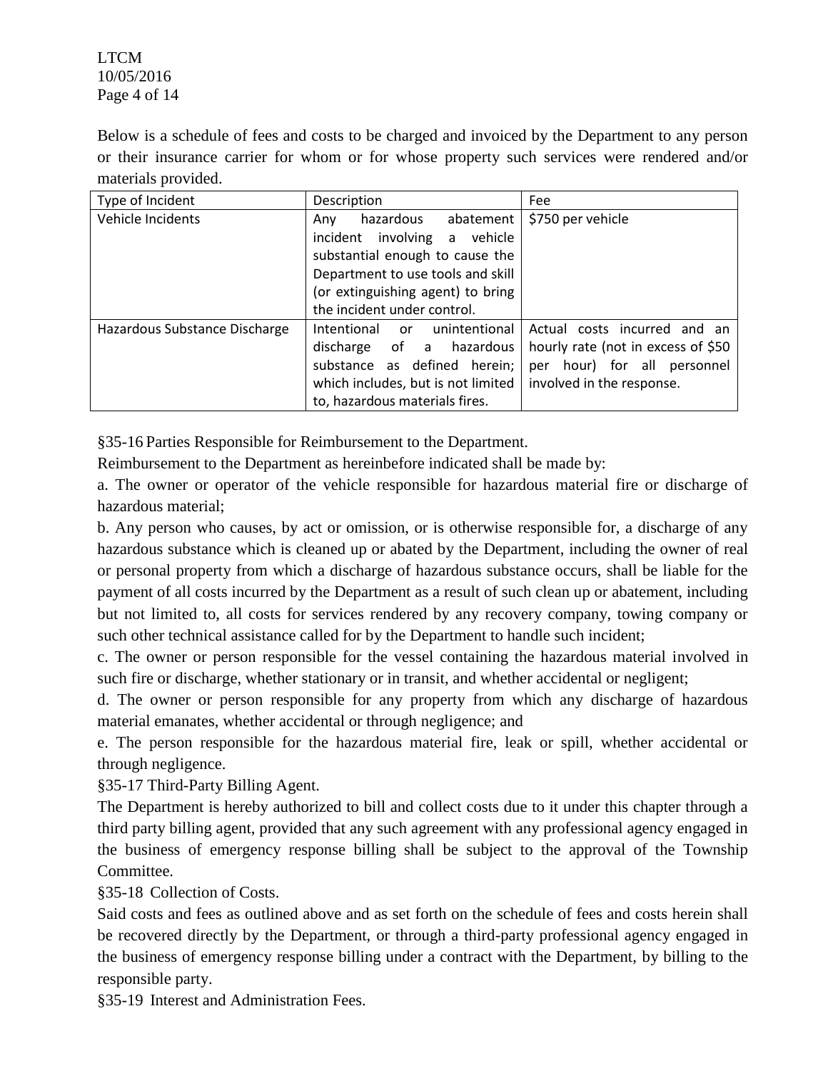Below is a schedule of fees and costs to be charged and invoiced by the Department to any person or their insurance carrier for whom or for whose property such services were rendered and/or materials provided.

| Type of Incident | Description | Fee |
|---|---|---|
| Vehicle Incidents | Any hazardous abatement incident involving a vehicle substantial enough to cause the Department to use tools and skill (or extinguishing agent) to bring the incident under control. | $750 per vehicle |
| Hazardous Substance Discharge | Intentional or unintentional discharge of a hazardous substance as defined herein; which includes, but is not limited to, hazardous materials fires. | Actual costs incurred and an hourly rate (not in excess of $50 per hour) for all personnel involved in the response. |

§35-16 Parties Responsible for Reimbursement to the Department.

Reimbursement to the Department as hereinbefore indicated shall be made by:

a. The owner or operator of the vehicle responsible for hazardous material fire or discharge of hazardous material;

b. Any person who causes, by act or omission, or is otherwise responsible for, a discharge of any hazardous substance which is cleaned up or abated by the Department, including the owner of real or personal property from which a discharge of hazardous substance occurs, shall be liable for the payment of all costs incurred by the Department as a result of such clean up or abatement, including but not limited to, all costs for services rendered by any recovery company, towing company or such other technical assistance called for by the Department to handle such incident;

c. The owner or person responsible for the vessel containing the hazardous material involved in such fire or discharge, whether stationary or in transit, and whether accidental or negligent;

d. The owner or person responsible for any property from which any discharge of hazardous material emanates, whether accidental or through negligence; and

e. The person responsible for the hazardous material fire, leak or spill, whether accidental or through negligence.

§35-17 Third-Party Billing Agent.

The Department is hereby authorized to bill and collect costs due to it under this chapter through a third party billing agent, provided that any such agreement with any professional agency engaged in the business of emergency response billing shall be subject to the approval of the Township Committee.

§35-18 Collection of Costs.

Said costs and fees as outlined above and as set forth on the schedule of fees and costs herein shall be recovered directly by the Department, or through a third-party professional agency engaged in the business of emergency response billing under a contract with the Department, by billing to the responsible party.

§35-19 Interest and Administration Fees.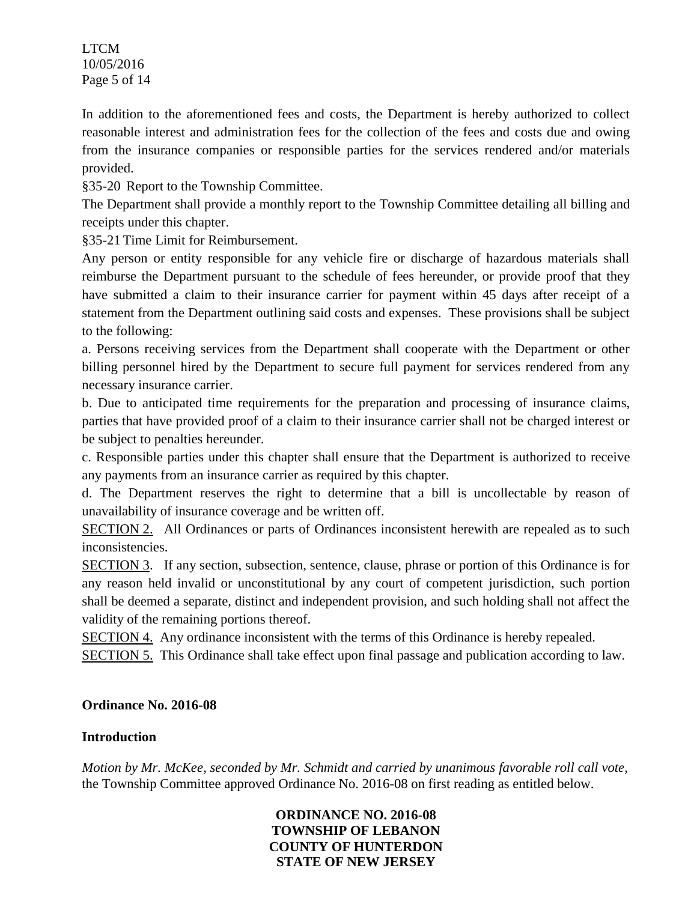In addition to the aforementioned fees and costs, the Department is hereby authorized to collect reasonable interest and administration fees for the collection of the fees and costs due and owing from the insurance companies or responsible parties for the services rendered and/or materials provided.

§35-20 Report to the Township Committee.

The Department shall provide a monthly report to the Township Committee detailing all billing and receipts under this chapter.

§35-21 Time Limit for Reimbursement.

Any person or entity responsible for any vehicle fire or discharge of hazardous materials shall reimburse the Department pursuant to the schedule of fees hereunder, or provide proof that they have submitted a claim to their insurance carrier for payment within 45 days after receipt of a statement from the Department outlining said costs and expenses. These provisions shall be subject to the following:

a. Persons receiving services from the Department shall cooperate with the Department or other billing personnel hired by the Department to secure full payment for services rendered from any necessary insurance carrier.

b. Due to anticipated time requirements for the preparation and processing of insurance claims, parties that have provided proof of a claim to their insurance carrier shall not be charged interest or be subject to penalties hereunder.

c. Responsible parties under this chapter shall ensure that the Department is authorized to receive any payments from an insurance carrier as required by this chapter.

d. The Department reserves the right to determine that a bill is uncollectable by reason of unavailability of insurance coverage and be written off.

<u>SECTION 2.</u> All Ordinances or parts of Ordinances inconsistent herewith are repealed as to such inconsistencies.

<u>SECTION 3</u>. If any section, subsection, sentence, clause, phrase or portion of this Ordinance is for any reason held invalid or unconstitutional by any court of competent jurisdiction, such portion shall be deemed a separate, distinct and independent provision, and such holding shall not affect the validity of the remaining portions thereof.

<u>SECTION 4.</u> Any ordinance inconsistent with the terms of this Ordinance is hereby repealed.

<u>SECTION 5.</u> This Ordinance shall take effect upon final passage and publication according to law.

**Ordinance No. 2016-08**

**Introduction**

*Motion by Mr. McKee, seconded by Mr. Schmidt and carried by unanimous favorable roll call vote,* the Township Committee approved Ordinance No. 2016-08 on first reading as entitled below.

**ORDINANCE NO. 2016-08**
**TOWNSHIP OF LEBANON**
**COUNTY OF HUNTERDON**
**STATE OF NEW JERSEY**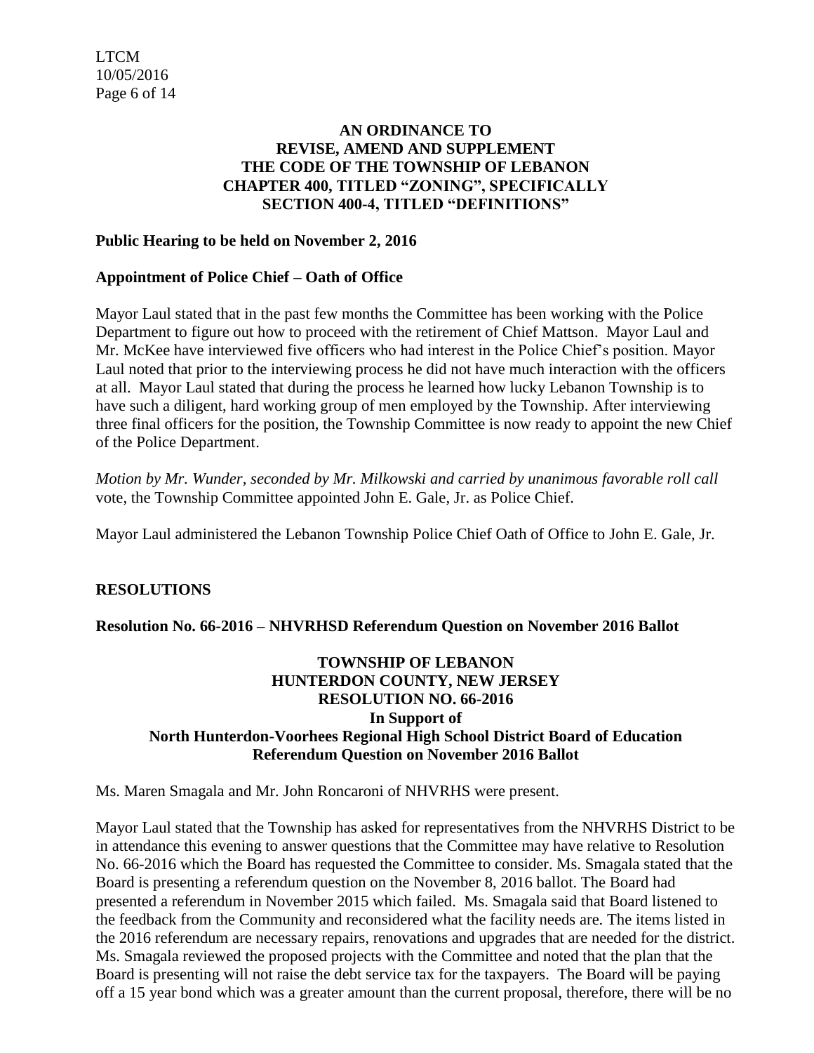**AN ORDINANCE TO REVISE, AMEND AND SUPPLEMENT THE CODE OF THE TOWNSHIP OF LEBANON CHAPTER 400, TITLED "ZONING", SPECIFICALLY SECTION 400-4, TITLED "DEFINITIONS"**

**Public Hearing to be held on November 2, 2016**

**Appointment of Police Chief – Oath of Office**

Mayor Laul stated that in the past few months the Committee has been working with the Police Department to figure out how to proceed with the retirement of Chief Mattson. Mayor Laul and Mr. McKee have interviewed five officers who had interest in the Police Chief's position. Mayor Laul noted that prior to the interviewing process he did not have much interaction with the officers at all. Mayor Laul stated that during the process he learned how lucky Lebanon Township is to have such a diligent, hard working group of men employed by the Township. After interviewing three final officers for the position, the Township Committee is now ready to appoint the new Chief of the Police Department.

*Motion by Mr. Wunder, seconded by Mr. Milkowski and carried by unanimous favorable roll call* vote, the Township Committee appointed John E. Gale, Jr. as Police Chief.

Mayor Laul administered the Lebanon Township Police Chief Oath of Office to John E. Gale, Jr.

## RESOLUTIONS

**Resolution No. 66-2016 – NHVRHSD Referendum Question on November 2016 Ballot**

**TOWNSHIP OF LEBANON**
**HUNTERDON COUNTY, NEW JERSEY**
**RESOLUTION NO. 66-2016**
**In Support of**
**North Hunterdon-Voorhees Regional High School District Board of Education**
**Referendum Question on November 2016 Ballot**

Ms. Maren Smagala and Mr. John Roncaroni of NHVRHS were present.

Mayor Laul stated that the Township has asked for representatives from the NHVRHS District to be in attendance this evening to answer questions that the Committee may have relative to Resolution No. 66-2016 which the Board has requested the Committee to consider. Ms. Smagala stated that the Board is presenting a referendum question on the November 8, 2016 ballot. The Board had presented a referendum in November 2015 which failed. Ms. Smagala said that Board listened to the feedback from the Community and reconsidered what the facility needs are. The items listed in the 2016 referendum are necessary repairs, renovations and upgrades that are needed for the district. Ms. Smagala reviewed the proposed projects with the Committee and noted that the plan that the Board is presenting will not raise the debt service tax for the taxpayers. The Board will be paying off a 15 year bond which was a greater amount than the current proposal, therefore, there will be no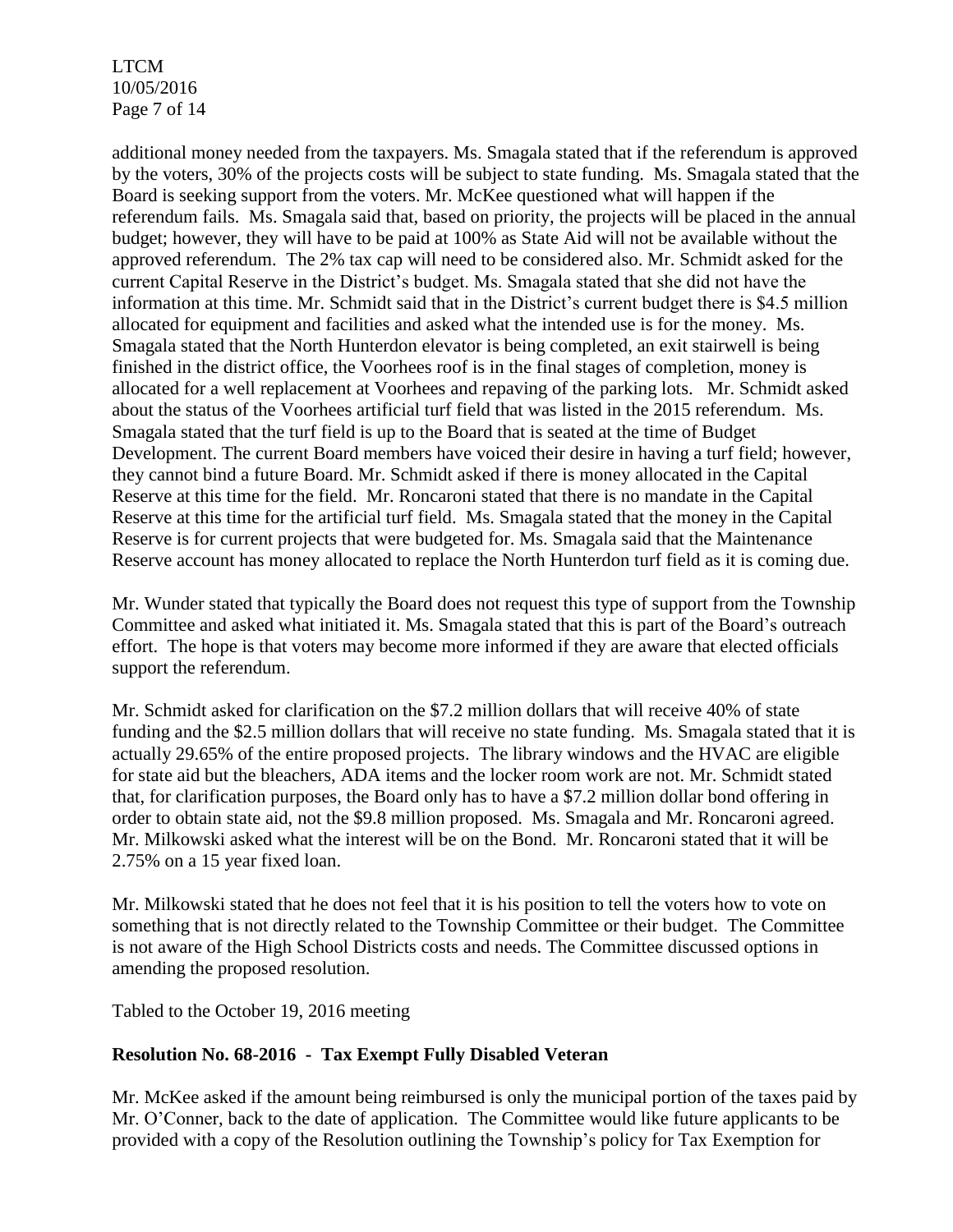additional money needed from the taxpayers. Ms. Smagala stated that if the referendum is approved by the voters, 30% of the projects costs will be subject to state funding. Ms. Smagala stated that the Board is seeking support from the voters. Mr. McKee questioned what will happen if the referendum fails. Ms. Smagala said that, based on priority, the projects will be placed in the annual budget; however, they will have to be paid at 100% as State Aid will not be available without the approved referendum. The 2% tax cap will need to be considered also. Mr. Schmidt asked for the current Capital Reserve in the District's budget. Ms. Smagala stated that she did not have the information at this time. Mr. Schmidt said that in the District's current budget there is $4.5 million allocated for equipment and facilities and asked what the intended use is for the money. Ms. Smagala stated that the North Hunterdon elevator is being completed, an exit stairwell is being finished in the district office, the Voorhees roof is in the final stages of completion, money is allocated for a well replacement at Voorhees and repaving of the parking lots. Mr. Schmidt asked about the status of the Voorhees artificial turf field that was listed in the 2015 referendum. Ms. Smagala stated that the turf field is up to the Board that is seated at the time of Budget Development. The current Board members have voiced their desire in having a turf field; however, they cannot bind a future Board. Mr. Schmidt asked if there is money allocated in the Capital Reserve at this time for the field. Mr. Roncaroni stated that there is no mandate in the Capital Reserve at this time for the artificial turf field. Ms. Smagala stated that the money in the Capital Reserve is for current projects that were budgeted for. Ms. Smagala said that the Maintenance Reserve account has money allocated to replace the North Hunterdon turf field as it is coming due.

Mr. Wunder stated that typically the Board does not request this type of support from the Township Committee and asked what initiated it. Ms. Smagala stated that this is part of the Board's outreach effort. The hope is that voters may become more informed if they are aware that elected officials support the referendum.

Mr. Schmidt asked for clarification on the $7.2 million dollars that will receive 40% of state funding and the $2.5 million dollars that will receive no state funding. Ms. Smagala stated that it is actually 29.65% of the entire proposed projects. The library windows and the HVAC are eligible for state aid but the bleachers, ADA items and the locker room work are not. Mr. Schmidt stated that, for clarification purposes, the Board only has to have a $7.2 million dollar bond offering in order to obtain state aid, not the $9.8 million proposed. Ms. Smagala and Mr. Roncaroni agreed. Mr. Milkowski asked what the interest will be on the Bond. Mr. Roncaroni stated that it will be 2.75% on a 15 year fixed loan.

Mr. Milkowski stated that he does not feel that it is his position to tell the voters how to vote on something that is not directly related to the Township Committee or their budget. The Committee is not aware of the High School Districts costs and needs. The Committee discussed options in amending the proposed resolution.

Tabled to the October 19, 2016 meeting

**Resolution No. 68-2016 - Tax Exempt Fully Disabled Veteran**

Mr. McKee asked if the amount being reimbursed is only the municipal portion of the taxes paid by Mr. O'Conner, back to the date of application. The Committee would like future applicants to be provided with a copy of the Resolution outlining the Township's policy for Tax Exemption for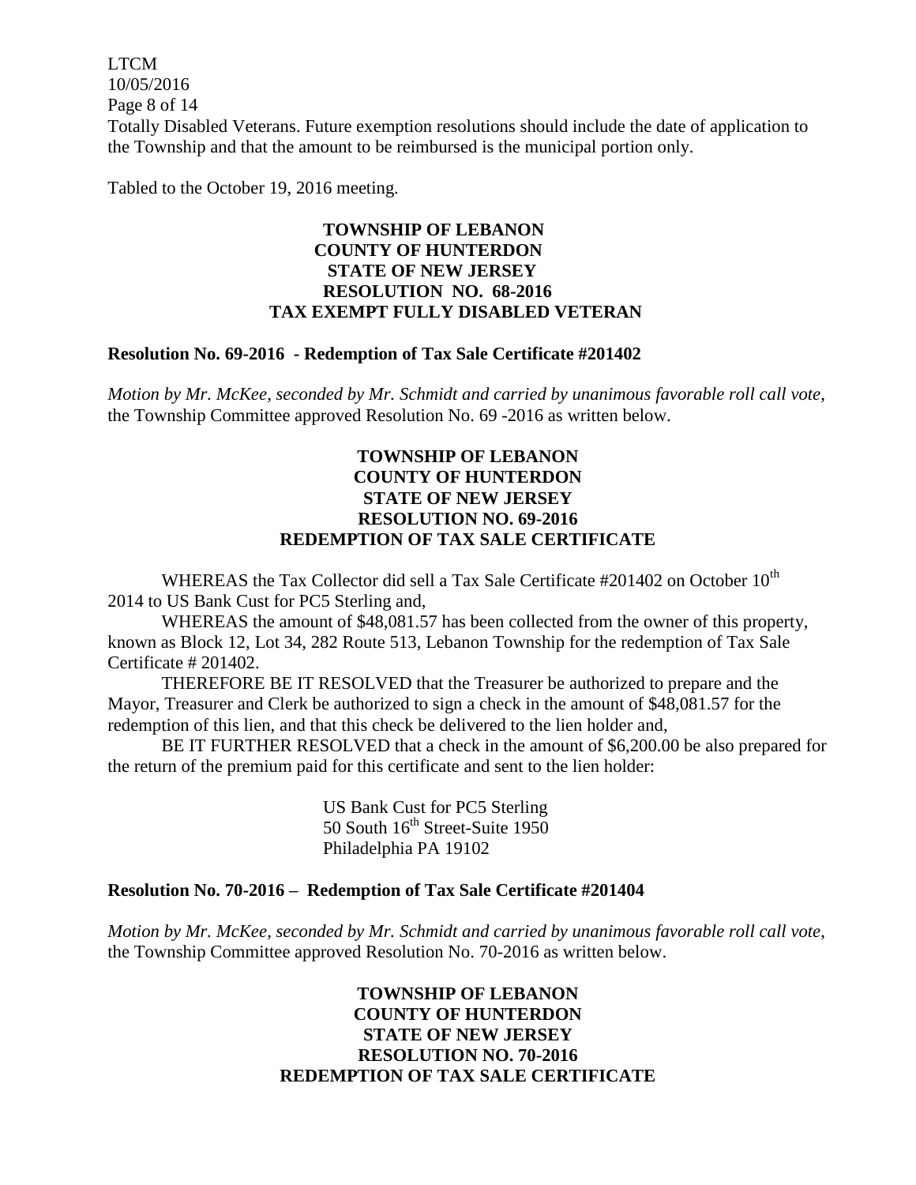Totally Disabled Veterans. Future exemption resolutions should include the date of application to the Township and that the amount to be reimbursed is the municipal portion only.

Tabled to the October 19, 2016 meeting.

**TOWNSHIP OF LEBANON**
**COUNTY OF HUNTERDON**
**STATE OF NEW JERSEY**
**RESOLUTION NO. 68-2016**
**TAX EXEMPT FULLY DISABLED VETERAN**

**Resolution No. 69-2016 - Redemption of Tax Sale Certificate #201402**

*Motion by Mr. McKee, seconded by Mr. Schmidt and carried by unanimous favorable roll call vote*, the Township Committee approved Resolution No. 69 -2016 as written below.

**TOWNSHIP OF LEBANON**
**COUNTY OF HUNTERDON**
**STATE OF NEW JERSEY**
**RESOLUTION NO. 69-2016**
**REDEMPTION OF TAX SALE CERTIFICATE**

WHEREAS the Tax Collector did sell a Tax Sale Certificate #201402 on October 10th 2014 to US Bank Cust for PC5 Sterling and,

WHEREAS the amount of $48,081.57 has been collected from the owner of this property, known as Block 12, Lot 34, 282 Route 513, Lebanon Township for the redemption of Tax Sale Certificate # 201402.

THEREFORE BE IT RESOLVED that the Treasurer be authorized to prepare and the Mayor, Treasurer and Clerk be authorized to sign a check in the amount of $48,081.57 for the redemption of this lien, and that this check be delivered to the lien holder and,

BE IT FURTHER RESOLVED that a check in the amount of $6,200.00 be also prepared for the return of the premium paid for this certificate and sent to the lien holder:

US Bank Cust for PC5 Sterling
50 South 16th Street-Suite 1950
Philadelphia PA 19102

**Resolution No. 70-2016 – Redemption of Tax Sale Certificate #201404**

*Motion by Mr. McKee, seconded by Mr. Schmidt and carried by unanimous favorable roll call vote*, the Township Committee approved Resolution No. 70-2016 as written below.

**TOWNSHIP OF LEBANON**
**COUNTY OF HUNTERDON**
**STATE OF NEW JERSEY**
**RESOLUTION NO. 70-2016**
**REDEMPTION OF TAX SALE CERTIFICATE**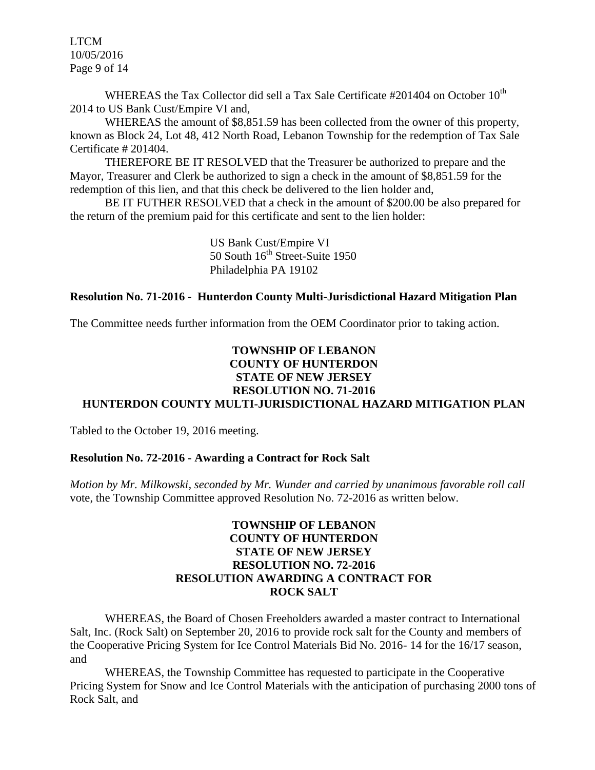WHEREAS the Tax Collector did sell a Tax Sale Certificate #201404 on October 10th 2014 to US Bank Cust/Empire VI and,

WHEREAS the amount of $8,851.59 has been collected from the owner of this property, known as Block 24, Lot 48, 412 North Road, Lebanon Township for the redemption of Tax Sale Certificate # 201404.

THEREFORE BE IT RESOLVED that the Treasurer be authorized to prepare and the Mayor, Treasurer and Clerk be authorized to sign a check in the amount of $8,851.59 for the redemption of this lien, and that this check be delivered to the lien holder and,

BE IT FUTHER RESOLVED that a check in the amount of $200.00 be also prepared for the return of the premium paid for this certificate and sent to the lien holder:

US Bank Cust/Empire VI
50 South 16th Street-Suite 1950
Philadelphia PA 19102

**Resolution No. 71-2016 - Hunterdon County Multi-Jurisdictional Hazard Mitigation Plan**

The Committee needs further information from the OEM Coordinator prior to taking action.

**TOWNSHIP OF LEBANON**
**COUNTY OF HUNTERDON**
**STATE OF NEW JERSEY**
**RESOLUTION NO. 71-2016**
**HUNTERDON COUNTY MULTI-JURISDICTIONAL HAZARD MITIGATION PLAN**

Tabled to the October 19, 2016 meeting.

**Resolution No. 72-2016 - Awarding a Contract for Rock Salt**

*Motion by Mr. Milkowski, seconded by Mr. Wunder and carried by unanimous favorable roll call* vote, the Township Committee approved Resolution No. 72-2016 as written below.

**TOWNSHIP OF LEBANON**
**COUNTY OF HUNTERDON**
**STATE OF NEW JERSEY**
**RESOLUTION NO. 72-2016**
**RESOLUTION AWARDING A CONTRACT FOR ROCK SALT**

WHEREAS, the Board of Chosen Freeholders awarded a master contract to International Salt, Inc. (Rock Salt) on September 20, 2016 to provide rock salt for the County and members of the Cooperative Pricing System for Ice Control Materials Bid No. 2016- 14 for the 16/17 season, and

WHEREAS, the Township Committee has requested to participate in the Cooperative Pricing System for Snow and Ice Control Materials with the anticipation of purchasing 2000 tons of Rock Salt, and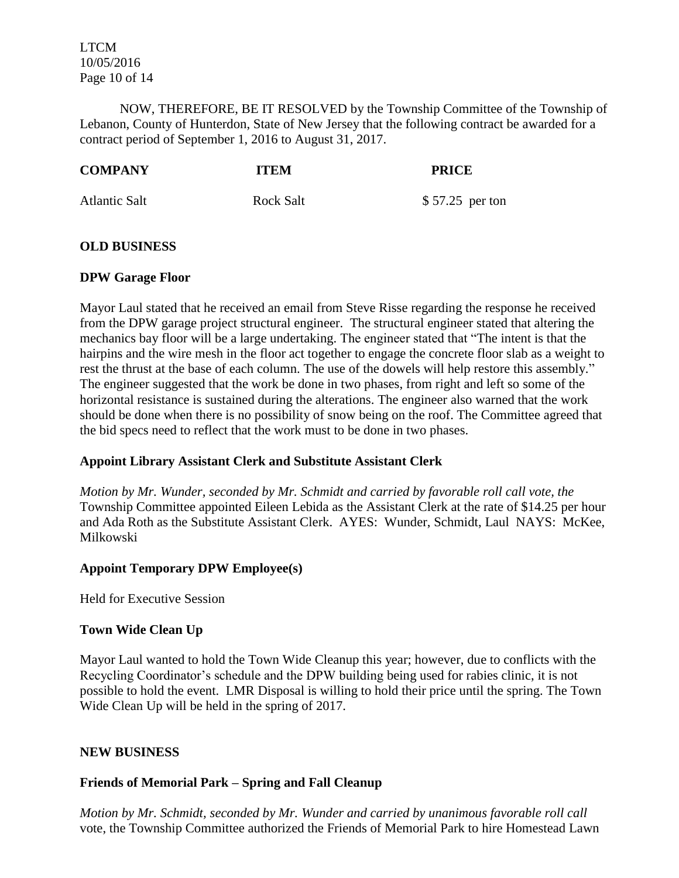NOW, THEREFORE, BE IT RESOLVED by the Township Committee of the Township of Lebanon, County of Hunterdon, State of New Jersey that the following contract be awarded for a contract period of September 1, 2016 to August 31, 2017.

| COMPANY | ITEM | PRICE |
| --- | --- | --- |
| Atlantic Salt | Rock Salt | $ 57.25 per ton |

## OLD BUSINESS

### DPW Garage Floor

Mayor Laul stated that he received an email from Steve Risse regarding the response he received from the DPW garage project structural engineer. The structural engineer stated that altering the mechanics bay floor will be a large undertaking. The engineer stated that "The intent is that the hairpins and the wire mesh in the floor act together to engage the concrete floor slab as a weight to rest the thrust at the base of each column. The use of the dowels will help restore this assembly." The engineer suggested that the work be done in two phases, from right and left so some of the horizontal resistance is sustained during the alterations. The engineer also warned that the work should be done when there is no possibility of snow being on the roof. The Committee agreed that the bid specs need to reflect that the work must to be done in two phases.

### Appoint Library Assistant Clerk and Substitute Assistant Clerk

*Motion by Mr. Wunder, seconded by Mr. Schmidt and carried by favorable roll call vote, the* Township Committee appointed Eileen Lebida as the Assistant Clerk at the rate of $14.25 per hour and Ada Roth as the Substitute Assistant Clerk. AYES: Wunder, Schmidt, Laul NAYS: McKee, Milkowski

### Appoint Temporary DPW Employee(s)

Held for Executive Session

### Town Wide Clean Up

Mayor Laul wanted to hold the Town Wide Cleanup this year; however, due to conflicts with the Recycling Coordinator's schedule and the DPW building being used for rabies clinic, it is not possible to hold the event. LMR Disposal is willing to hold their price until the spring. The Town Wide Clean Up will be held in the spring of 2017.

## NEW BUSINESS

### Friends of Memorial Park – Spring and Fall Cleanup

*Motion by Mr. Schmidt, seconded by Mr. Wunder and carried by unanimous favorable roll call* vote, the Township Committee authorized the Friends of Memorial Park to hire Homestead Lawn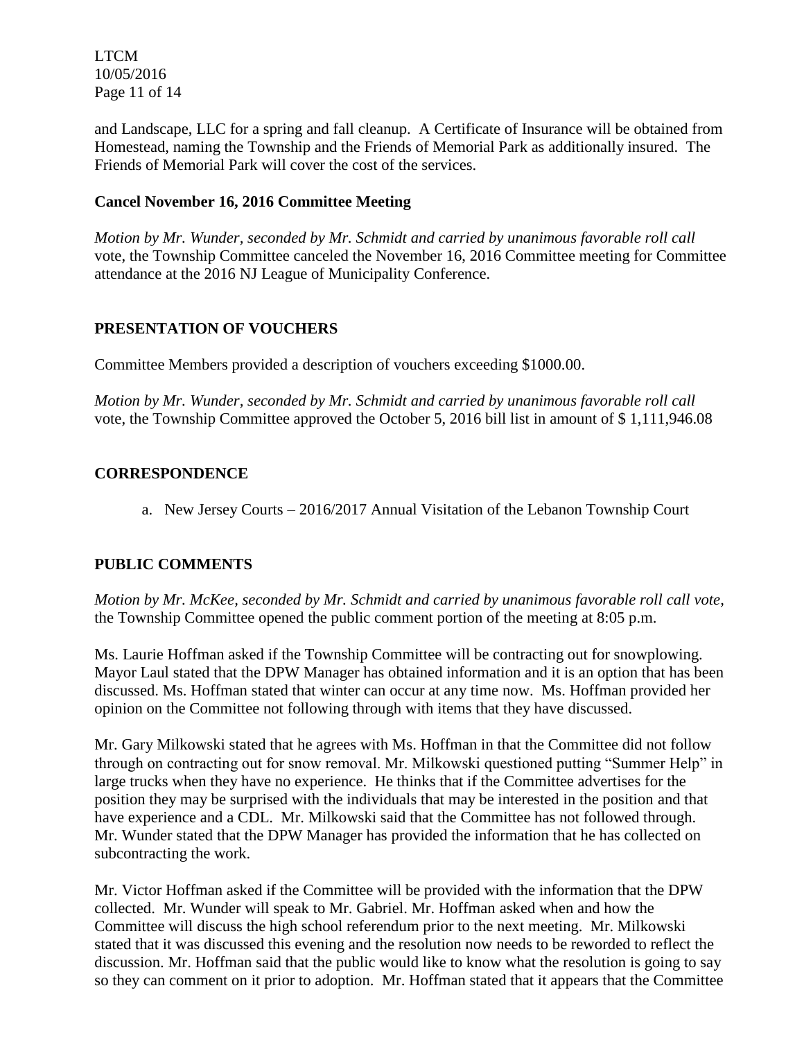and Landscape, LLC for a spring and fall cleanup. A Certificate of Insurance will be obtained from Homestead, naming the Township and the Friends of Memorial Park as additionally insured. The Friends of Memorial Park will cover the cost of the services.

**Cancel November 16, 2016 Committee Meeting**

*Motion by Mr. Wunder, seconded by Mr. Schmidt and carried by unanimous favorable roll call* vote, the Township Committee canceled the November 16, 2016 Committee meeting for Committee attendance at the 2016 NJ League of Municipality Conference.

## PRESENTATION OF VOUCHERS

Committee Members provided a description of vouchers exceeding $1000.00.

*Motion by Mr. Wunder, seconded by Mr. Schmidt and carried by unanimous favorable roll call* vote, the Township Committee approved the October 5, 2016 bill list in amount of $ 1,111,946.08

## CORRESPONDENCE

a. New Jersey Courts – 2016/2017 Annual Visitation of the Lebanon Township Court

## PUBLIC COMMENTS

*Motion by Mr. McKee, seconded by Mr. Schmidt and carried by unanimous favorable roll call vote*, the Township Committee opened the public comment portion of the meeting at 8:05 p.m.

Ms. Laurie Hoffman asked if the Township Committee will be contracting out for snowplowing. Mayor Laul stated that the DPW Manager has obtained information and it is an option that has been discussed. Ms. Hoffman stated that winter can occur at any time now. Ms. Hoffman provided her opinion on the Committee not following through with items that they have discussed.

Mr. Gary Milkowski stated that he agrees with Ms. Hoffman in that the Committee did not follow through on contracting out for snow removal. Mr. Milkowski questioned putting "Summer Help" in large trucks when they have no experience. He thinks that if the Committee advertises for the position they may be surprised with the individuals that may be interested in the position and that have experience and a CDL. Mr. Milkowski said that the Committee has not followed through. Mr. Wunder stated that the DPW Manager has provided the information that he has collected on subcontracting the work.

Mr. Victor Hoffman asked if the Committee will be provided with the information that the DPW collected. Mr. Wunder will speak to Mr. Gabriel. Mr. Hoffman asked when and how the Committee will discuss the high school referendum prior to the next meeting. Mr. Milkowski stated that it was discussed this evening and the resolution now needs to be reworded to reflect the discussion. Mr. Hoffman said that the public would like to know what the resolution is going to say so they can comment on it prior to adoption. Mr. Hoffman stated that it appears that the Committee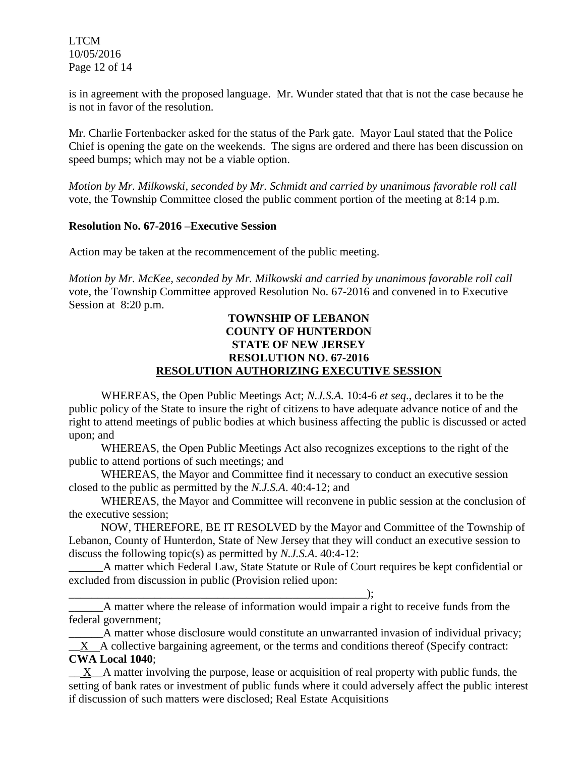is in agreement with the proposed language. Mr. Wunder stated that that is not the case because he is not in favor of the resolution.

Mr. Charlie Fortenbacker asked for the status of the Park gate. Mayor Laul stated that the Police Chief is opening the gate on the weekends. The signs are ordered and there has been discussion on speed bumps; which may not be a viable option.

*Motion by Mr. Milkowski, seconded by Mr. Schmidt and carried by unanimous favorable roll call* vote, the Township Committee closed the public comment portion of the meeting at 8:14 p.m.

**Resolution No. 67-2016 –Executive Session**

Action may be taken at the recommencement of the public meeting.

*Motion by Mr. McKee, seconded by Mr. Milkowski and carried by unanimous favorable roll call* vote, the Township Committee approved Resolution No. 67-2016 and convened in to Executive Session at 8:20 p.m.

**TOWNSHIP OF LEBANON**
**COUNTY OF HUNTERDON**
**STATE OF NEW JERSEY**
**RESOLUTION NO. 67-2016**
**RESOLUTION AUTHORIZING EXECUTIVE SESSION**

WHEREAS, the Open Public Meetings Act; *N.J.S.A.* 10:4-6 *et seq*., declares it to be the public policy of the State to insure the right of citizens to have adequate advance notice of and the right to attend meetings of public bodies at which business affecting the public is discussed or acted upon; and

WHEREAS, the Open Public Meetings Act also recognizes exceptions to the right of the public to attend portions of such meetings; and

WHEREAS, the Mayor and Committee find it necessary to conduct an executive session closed to the public as permitted by the *N.J.S.A*. 40:4-12; and

WHEREAS, the Mayor and Committee will reconvene in public session at the conclusion of the executive session;

NOW, THEREFORE, BE IT RESOLVED by the Mayor and Committee of the Township of Lebanon, County of Hunterdon, State of New Jersey that they will conduct an executive session to discuss the following topic(s) as permitted by *N.J.S.A*. 40:4-12:

______A matter which Federal Law, State Statute or Rule of Court requires be kept confidential or excluded from discussion in public (Provision relied upon: _____________________________________________________);

______A matter where the release of information would impair a right to receive funds from the federal government;

______A matter whose disclosure would constitute an unwarranted invasion of individual privacy;

__X__A collective bargaining agreement, or the terms and conditions thereof (Specify contract: **CWA Local 1040**;

__X__A matter involving the purpose, lease or acquisition of real property with public funds, the setting of bank rates or investment of public funds where it could adversely affect the public interest if discussion of such matters were disclosed; Real Estate Acquisitions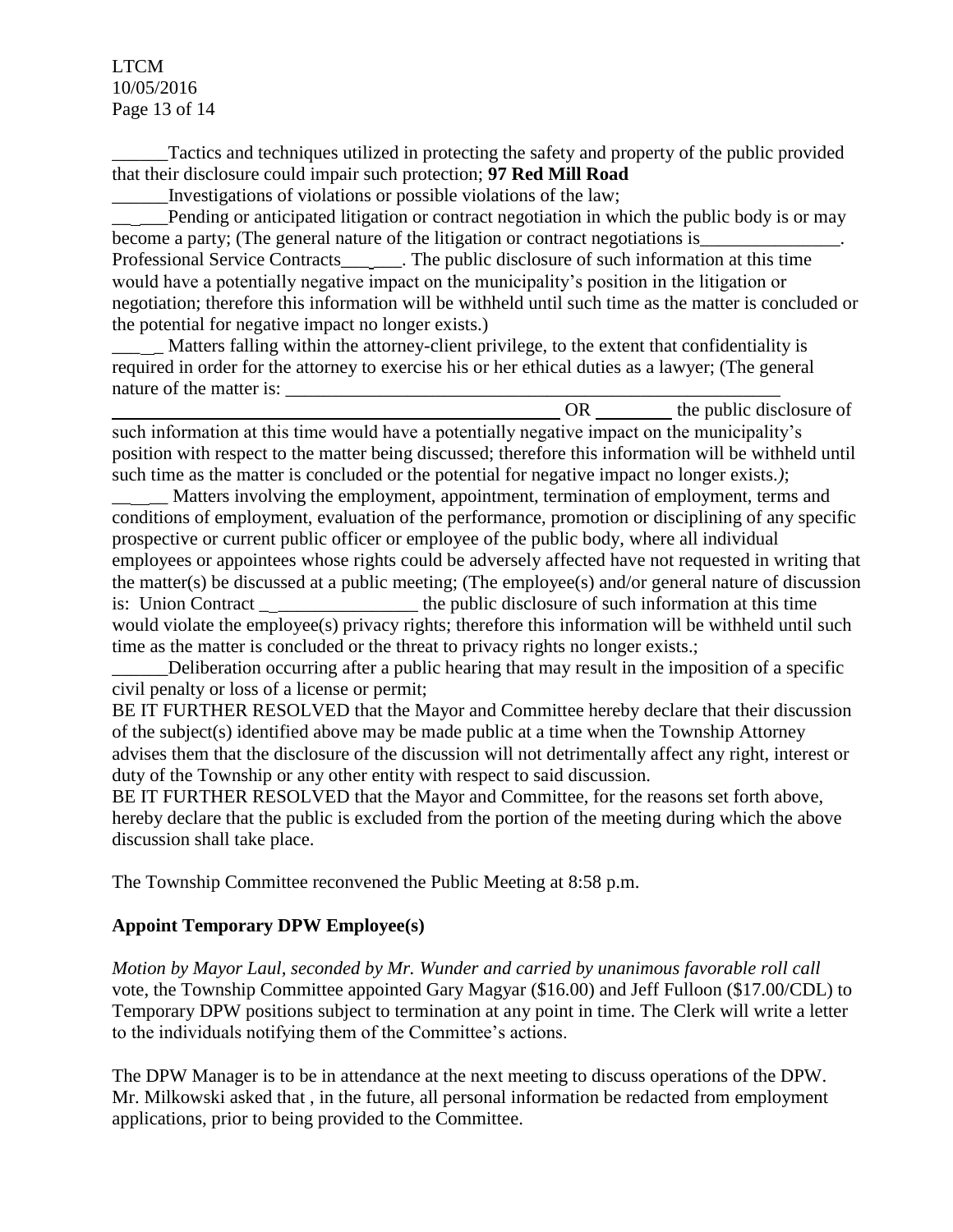______Tactics and techniques utilized in protecting the safety and property of the public provided that their disclosure could impair such protection; **97 Red Mill Road**

______Investigations of violations or possible violations of the law;

______Pending or anticipated litigation or contract negotiation in which the public body is or may become a party; (The general nature of the litigation or contract negotiations is_______________. Professional Service Contracts_______. The public disclosure of such information at this time would have a potentially negative impact on the municipality's position in the litigation or negotiation; therefore this information will be withheld until such time as the matter is concluded or the potential for negative impact no longer exists.)

______ Matters falling within the attorney-client privilege, to the extent that confidentiality is required in order for the attorney to exercise his or her ethical duties as a lawyer; (The general nature of the matter is: ________________________________________________________ ______________________________________________ OR ________ the public disclosure of such information at this time would have a potentially negative impact on the municipality's position with respect to the matter being discussed; therefore this information will be withheld until such time as the matter is concluded or the potential for negative impact no longer exists.*)*;

______ Matters involving the employment, appointment, termination of employment, terms and conditions of employment, evaluation of the performance, promotion or disciplining of any specific prospective or current public officer or employee of the public body, where all individual employees or appointees whose rights could be adversely affected have not requested in writing that the matter(s) be discussed at a public meeting; (The employee(s) and/or general nature of discussion is: Union Contract _________________ the public disclosure of such information at this time would violate the employee(s) privacy rights; therefore this information will be withheld until such time as the matter is concluded or the threat to privacy rights no longer exists.;

______Deliberation occurring after a public hearing that may result in the imposition of a specific civil penalty or loss of a license or permit;

BE IT FURTHER RESOLVED that the Mayor and Committee hereby declare that their discussion of the subject(s) identified above may be made public at a time when the Township Attorney advises them that the disclosure of the discussion will not detrimentally affect any right, interest or duty of the Township or any other entity with respect to said discussion.

BE IT FURTHER RESOLVED that the Mayor and Committee, for the reasons set forth above, hereby declare that the public is excluded from the portion of the meeting during which the above discussion shall take place.

The Township Committee reconvened the Public Meeting at 8:58 p.m.

## **Appoint Temporary DPW Employee(s)**

*Motion by Mayor Laul, seconded by Mr. Wunder and carried by unanimous favorable roll call* vote, the Township Committee appointed Gary Magyar ($16.00) and Jeff Fulloon ($17.00/CDL) to Temporary DPW positions subject to termination at any point in time. The Clerk will write a letter to the individuals notifying them of the Committee's actions.

The DPW Manager is to be in attendance at the next meeting to discuss operations of the DPW. Mr. Milkowski asked that , in the future, all personal information be redacted from employment applications, prior to being provided to the Committee.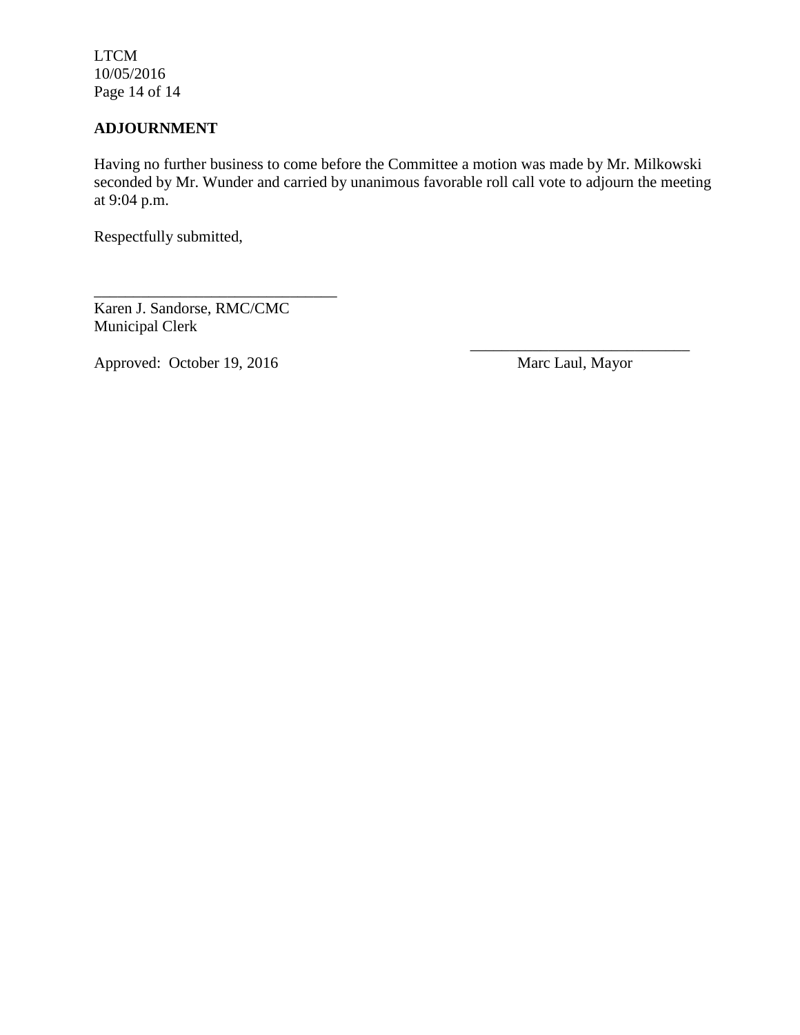**ADJOURNMENT**

Having no further business to come before the Committee a motion was made by Mr. Milkowski seconded by Mr. Wunder and carried by unanimous favorable roll call vote to adjourn the meeting at 9:04 p.m.

Respectfully submitted,

\_\_\_\_\_\_\_\_\_\_\_\_\_\_\_\_\_\_\_\_\_\_\_\_\_\_\_\_\_\_\_
Karen J. Sandorse, RMC/CMC
Municipal Clerk

\_\_\_\_\_\_\_\_\_\_\_\_\_\_\_\_\_\_\_\_\_\_\_\_\_\_\_\_\_\_

Approved: October 19, 2016 Marc Laul, Mayor